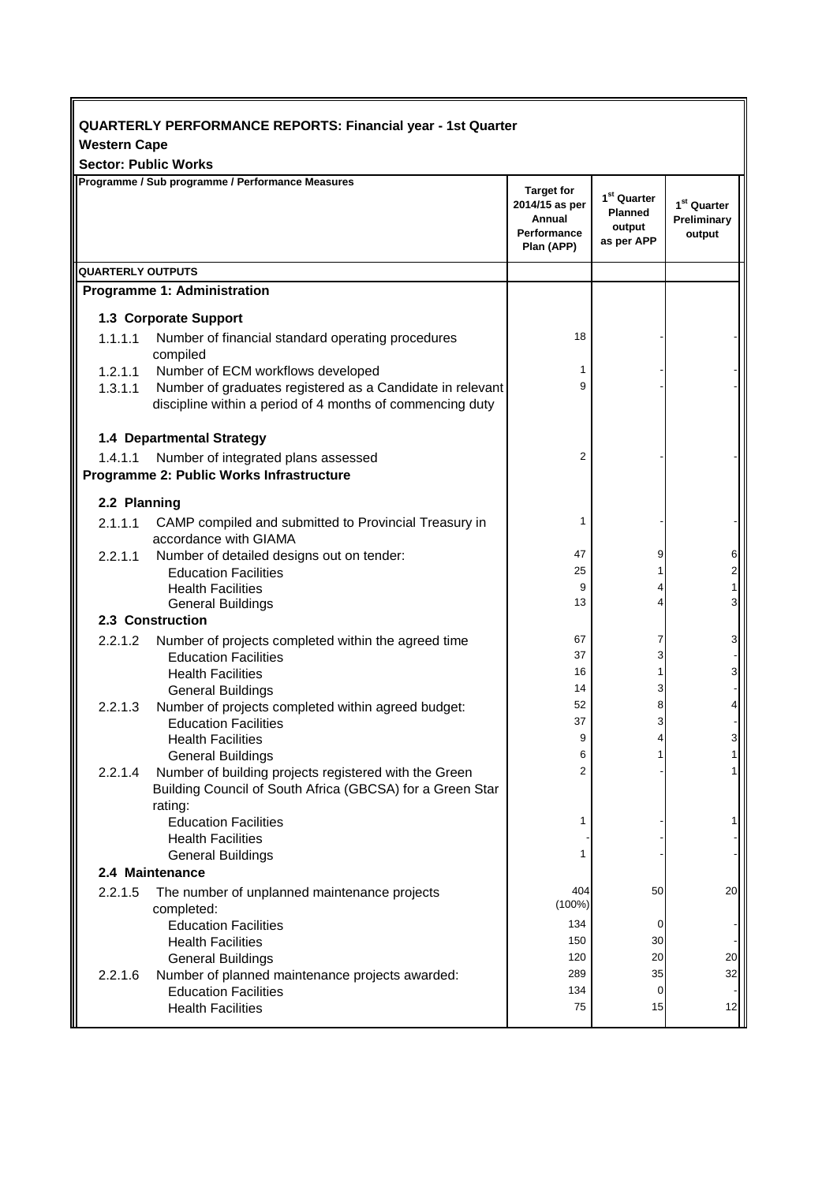**QUARTERLY PERFORMANCE REPORTS: Financial year - 1st Quarter**
**Western Cape**
**Sector: Public Works**

| Programme / Sub programme / Performance Measures | | Target for 2014/15 as per Annual Performance Plan (APP) | 1st Quarter Planned output as per APP | 1st Quarter Preliminary output |
|---|---|---|---|---|
| **QUARTERLY OUTPUTS** | | | | |
| **Programme 1: Administration** | | | | |
| **1.3 Corporate Support** | | | | |
| 1.1.1.1 | Number of financial standard operating procedures compiled | 18 | - | - |
| 1.2.1.1 | Number of ECM workflows developed | 1 | - | - |
| 1.3.1.1 | Number of graduates registered as a Candidate in relevant discipline within a period of 4 months of commencing duty | 9 | - | - |
| **1.4 Departmental Strategy** | | | | |
| 1.4.1.1 | Number of integrated plans assessed | 2 | - | - |
| **Programme 2: Public Works Infrastructure** | | | | |
| **2.2 Planning** | | | | |
| 2.1.1.1 | CAMP compiled and submitted to Provincial Treasury in accordance with GIAMA | 1 | - | - |
| 2.2.1.1 | Number of detailed designs out on tender: | 47 | 9 | 6 |
| | Education Facilities | 25 | 1 | 2 |
| | Health Facilities | 9 | 4 | 1 |
| | General Buildings | 13 | 4 | 3 |
| **2.3 Construction** | | | | |
| 2.2.1.2 | Number of projects completed within the agreed time | 67 | 7 | 3 |
| | Education Facilities | 37 | 3 | - |
| | Health Facilities | 16 | 1 | 3 |
| | General Buildings | 14 | 3 | - |
| 2.2.1.3 | Number of projects completed within agreed budget: | 52 | 8 | 4 |
| | Education Facilities | 37 | 3 | - |
| | Health Facilities | 9 | 4 | 3 |
| | General Buildings | 6 | 1 | 1 |
| 2.2.1.4 | Number of building projects registered with the Green Building Council of South Africa (GBCSA) for a Green Star rating: | 2 | - | 1 |
| | Education Facilities | 1 | - | 1 |
| | Health Facilities | - | - | - |
| | General Buildings | 1 | - | - |
| **2.4 Maintenance** | | | | |
| 2.2.1.5 | The number of unplanned maintenance projects completed: | 404 (100%) | 50 | 20 |
| | Education Facilities | 134 | 0 | - |
| | Health Facilities | 150 | 30 | - |
| | General Buildings | 120 | 20 | 20 |
| 2.2.1.6 | Number of planned maintenance projects awarded: | 289 | 35 | 32 |
| | Education Facilities | 134 | 0 | - |
| | Health Facilities | 75 | 15 | 12 |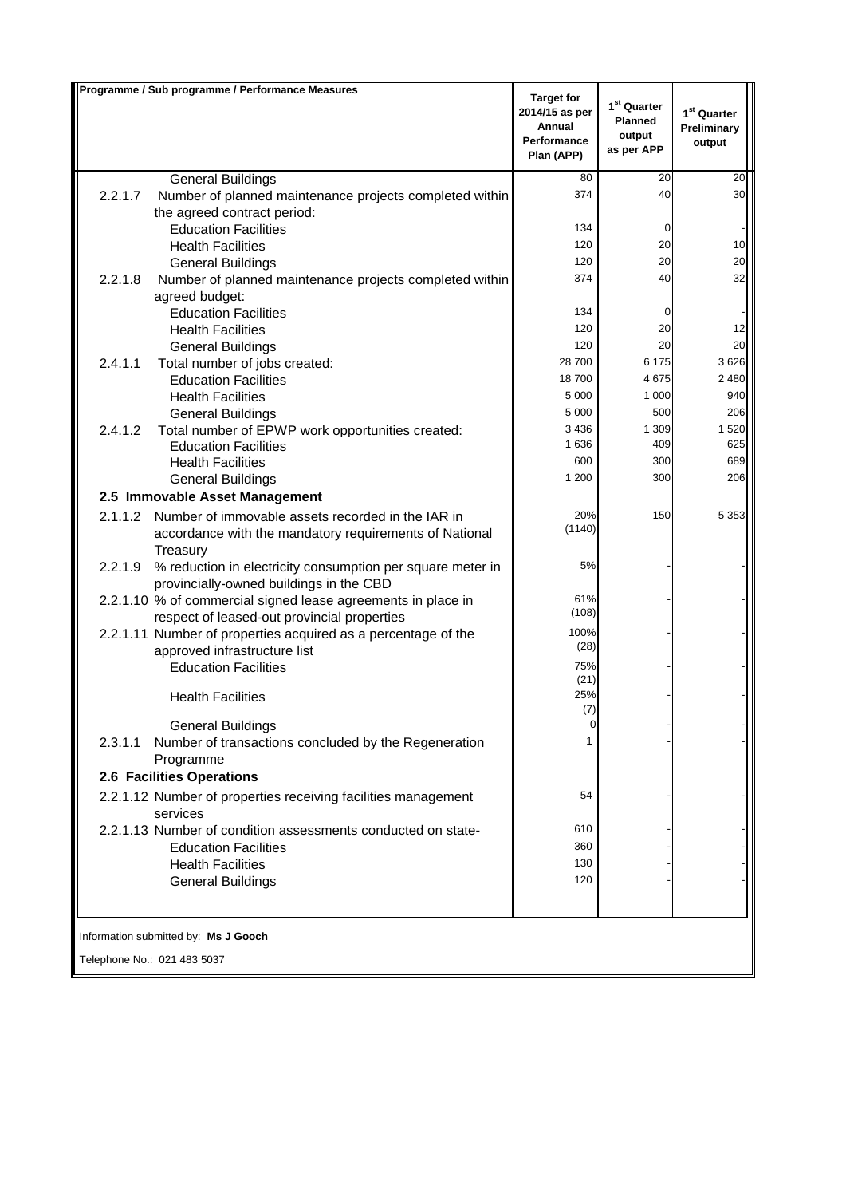| Programme / Sub programme / Performance Measures | | Target for 2014/15 as per Annual Performance Plan (APP) | 1st Quarter Planned output as per APP | 1st Quarter Preliminary output |
|---|---|---|---|---|
| | General Buildings | 80 | 20 | 20 |
| 2.2.1.7 | Number of planned maintenance projects completed within the agreed contract period: | 374 | 40 | 30 |
| | Education Facilities | 134 | 0 | - |
| | Health Facilities | 120 | 20 | 10 |
| | General Buildings | 120 | 20 | 20 |
| 2.2.1.8 | Number of planned maintenance projects completed within agreed budget: | 374 | 40 | 32 |
| | Education Facilities | 134 | 0 | - |
| | Health Facilities | 120 | 20 | 12 |
| | General Buildings | 120 | 20 | 20 |
| 2.4.1.1 | Total number of jobs created: | 28 700 | 6 175 | 3 626 |
| | Education Facilities | 18 700 | 4 675 | 2 480 |
| | Health Facilities | 5 000 | 1 000 | 940 |
| | General Buildings | 5 000 | 500 | 206 |
| 2.4.1.2 | Total number of EPWP work opportunities created: | 3 436 | 1 309 | 1 520 |
| | Education Facilities | 1 636 | 409 | 625 |
| | Health Facilities | 600 | 300 | 689 |
| | General Buildings | 1 200 | 300 | 206 |
| **2.5 Immovable Asset Management** | | | | |
| 2.1.1.2 | Number of immovable assets recorded in the IAR in accordance with the mandatory requirements of National Treasury | 20% (1140) | 150 | 5 353 |
| 2.2.1.9 | % reduction in electricity consumption per square meter in provincially-owned buildings in the CBD | 5% | - | - |
| 2.2.1.10 | % of commercial signed lease agreements in place in respect of leased-out provincial properties | 61% (108) | - | - |
| 2.2.1.11 | Number of properties acquired as a percentage of the approved infrastructure list | 100% (28) | - | - |
| | Education Facilities | 75% (21) | - | - |
| | Health Facilities | 25% (7) | - | - |
| | General Buildings | 0 | - | - |
| 2.3.1.1 | Number of transactions concluded by the Regeneration Programme | 1 | - | - |
| **2.6 Facilities Operations** | | | | |
| 2.2.1.12 | Number of properties receiving facilities management services | 54 | - | - |
| 2.2.1.13 | Number of condition assessments conducted on state- | 610 | - | - |
| | Education Facilities | 360 | - | - |
| | Health Facilities | 130 | - | - |
| | General Buildings | 120 | - | - |

Information submitted by: **Ms J Gooch**

Telephone No.: 021 483 5037